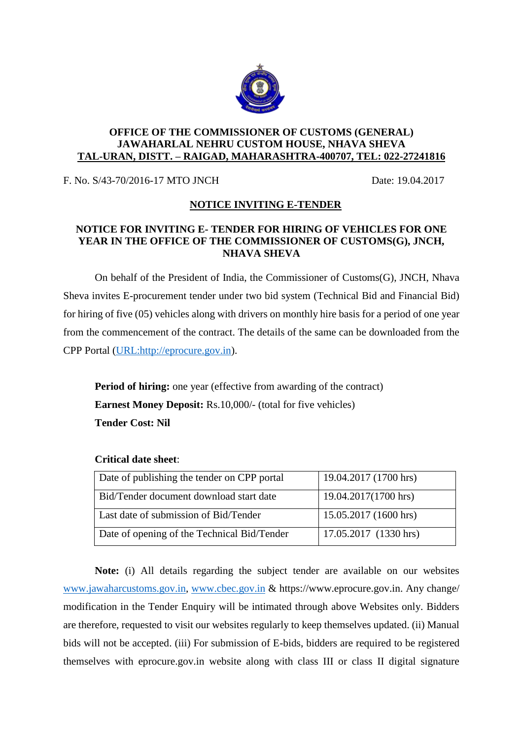**OFFICE OF THE COMMISSIONER OF CUSTOMS (GENERAL)**
**JAWAHARLAL NEHRU CUSTOM HOUSE, NHAVA SHEVA**
**TAL-URAN, DISTT. – RAIGAD, MAHARASHTRA-400707, TEL: 022-27241816**

F. No. S/43-70/2016-17 MTO JNCH　　　　　　　　　　Date: 19.04.2017

## NOTICE INVITING E-TENDER

### NOTICE FOR INVITING E- TENDER FOR HIRING OF VEHICLES FOR ONE YEAR IN THE OFFICE OF THE COMMISSIONER OF CUSTOMS(G), JNCH, NHAVA SHEVA

On behalf of the President of India, the Commissioner of Customs(G), JNCH, Nhava Sheva invites E-procurement tender under two bid system (Technical Bid and Financial Bid) for hiring of five (05) vehicles along with drivers on monthly hire basis for a period of one year from the commencement of the contract. The details of the same can be downloaded from the CPP Portal (URL:http://eprocure.gov.in).

**Period of hiring:** one year (effective from awarding of the contract)
**Earnest Money Deposit:** Rs.10,000/- (total for five vehicles)
**Tender Cost: Nil**

**Critical date sheet**:

| Date of publishing the tender on CPP portal | 19.04.2017 (1700 hrs) |
|---|---|
| Bid/Tender document download start date | 19.04.2017(1700 hrs) |
| Last date of submission of Bid/Tender | 15.05.2017 (1600 hrs) |
| Date of opening of the Technical Bid/Tender | 17.05.2017 (1330 hrs) |

**Note:** (i) All details regarding the subject tender are available on our websites www.jawaharcustoms.gov.in, www.cbec.gov.in & https://www.eprocure.gov.in. Any change/ modification in the Tender Enquiry will be intimated through above Websites only. Bidders are therefore, requested to visit our websites regularly to keep themselves updated. (ii) Manual bids will not be accepted. (iii) For submission of E-bids, bidders are required to be registered themselves with eprocure.gov.in website along with class III or class II digital signature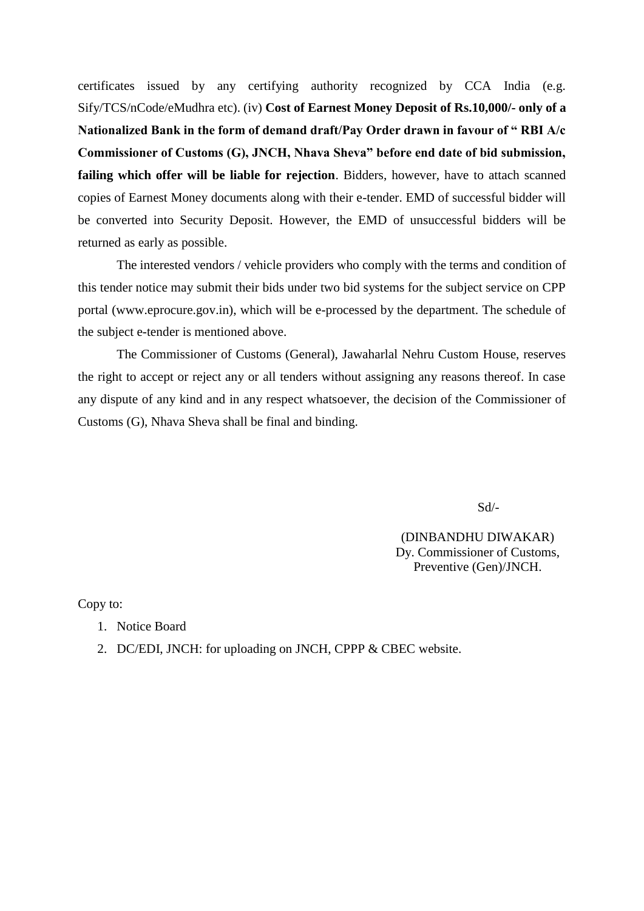certificates issued by any certifying authority recognized by CCA India (e.g. Sify/TCS/nCode/eMudhra etc). (iv) **Cost of Earnest Money Deposit of Rs.10,000/- only of a Nationalized Bank in the form of demand draft/Pay Order drawn in favour of " RBI A/c Commissioner of Customs (G), JNCH, Nhava Sheva" before end date of bid submission, failing which offer will be liable for rejection**. Bidders, however, have to attach scanned copies of Earnest Money documents along with their e-tender. EMD of successful bidder will be converted into Security Deposit. However, the EMD of unsuccessful bidders will be returned as early as possible.

The interested vendors / vehicle providers who comply with the terms and condition of this tender notice may submit their bids under two bid systems for the subject service on CPP portal (www.eprocure.gov.in), which will be e-processed by the department. The schedule of the subject e-tender is mentioned above.

The Commissioner of Customs (General), Jawaharlal Nehru Custom House, reserves the right to accept or reject any or all tenders without assigning any reasons thereof. In case any dispute of any kind and in any respect whatsoever, the decision of the Commissioner of Customs (G), Nhava Sheva shall be final and binding.

Sd/-

(DINBANDHU DIWAKAR)
Dy. Commissioner of Customs,
Preventive (Gen)/JNCH.

Copy to:

1. Notice Board
2. DC/EDI, JNCH: for uploading on JNCH, CPPP & CBEC website.